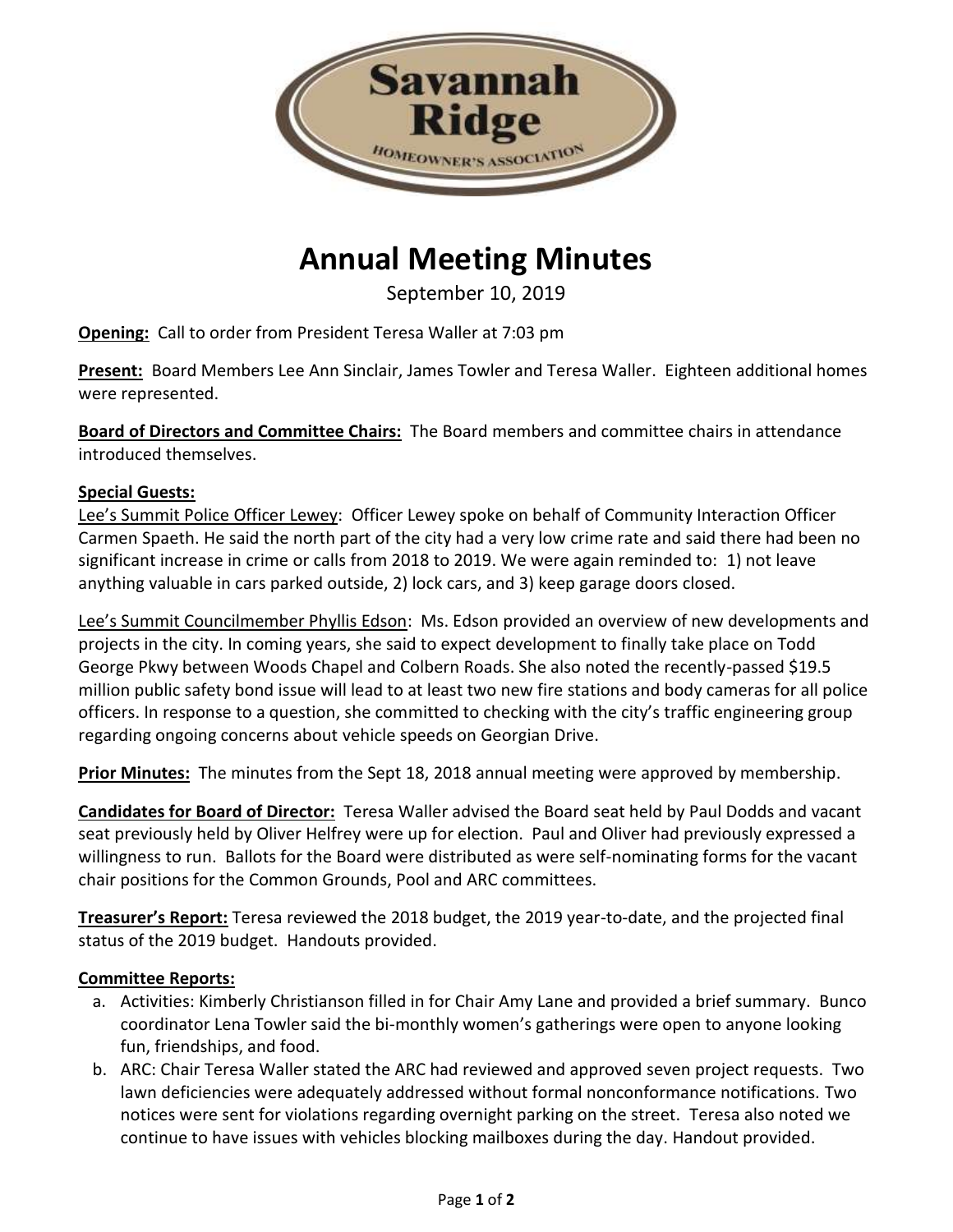# Annual Meeting Minutes

September 10, 2019

**Opening:** Call to order from President Teresa Waller at 7:03 pm

**Present:** Board Members Lee Ann Sinclair, James Towler and Teresa Waller. Eighteen additional homes were represented.

**Board of Directors and Committee Chairs:** The Board members and committee chairs in attendance introduced themselves.

**Special Guests:**

Lee's Summit Police Officer Lewey: Officer Lewey spoke on behalf of Community Interaction Officer Carmen Spaeth. He said the north part of the city had a very low crime rate and said there had been no significant increase in crime or calls from 2018 to 2019. We were again reminded to: 1) not leave anything valuable in cars parked outside, 2) lock cars, and 3) keep garage doors closed.

Lee's Summit Councilmember Phyllis Edson: Ms. Edson provided an overview of new developments and projects in the city. In coming years, she said to expect development to finally take place on Todd George Pkwy between Woods Chapel and Colbern Roads. She also noted the recently-passed $19.5 million public safety bond issue will lead to at least two new fire stations and body cameras for all police officers. In response to a question, she committed to checking with the city's traffic engineering group regarding ongoing concerns about vehicle speeds on Georgian Drive.

**Prior Minutes:** The minutes from the Sept 18, 2018 annual meeting were approved by membership.

**Candidates for Board of Director:** Teresa Waller advised the Board seat held by Paul Dodds and vacant seat previously held by Oliver Helfrey were up for election. Paul and Oliver had previously expressed a willingness to run. Ballots for the Board were distributed as were self-nominating forms for the vacant chair positions for the Common Grounds, Pool and ARC committees.

**Treasurer's Report:** Teresa reviewed the 2018 budget, the 2019 year-to-date, and the projected final status of the 2019 budget. Handouts provided.

**Committee Reports:**

a. Activities: Kimberly Christianson filled in for Chair Amy Lane and provided a brief summary. Bunco coordinator Lena Towler said the bi-monthly women's gatherings were open to anyone looking fun, friendships, and food.
b. ARC: Chair Teresa Waller stated the ARC had reviewed and approved seven project requests. Two lawn deficiencies were adequately addressed without formal nonconformance notifications. Two notices were sent for violations regarding overnight parking on the street. Teresa also noted we continue to have issues with vehicles blocking mailboxes during the day. Handout provided.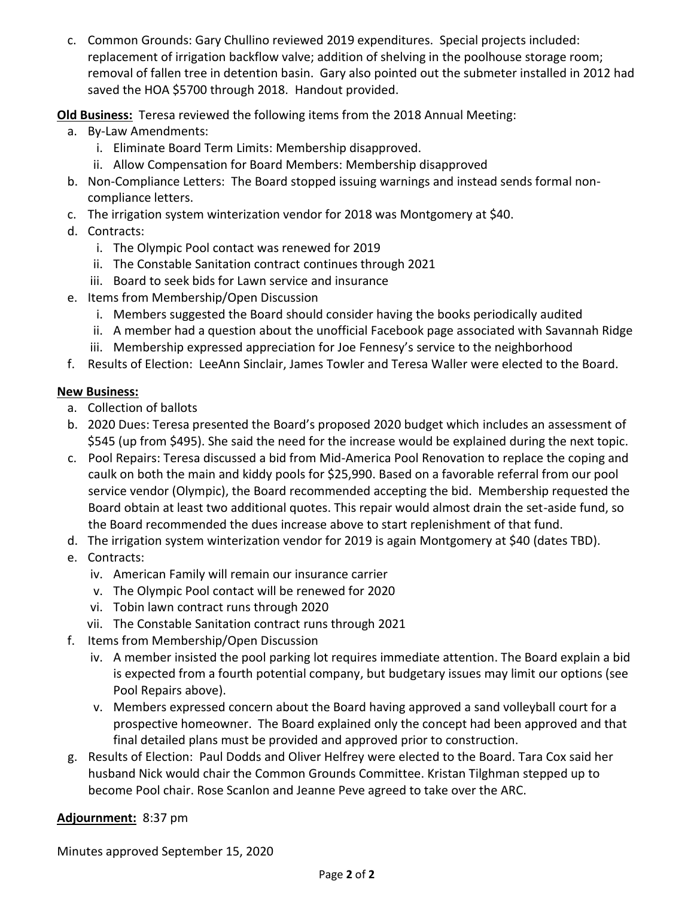c. Common Grounds: Gary Chullino reviewed 2019 expenditures. Special projects included: replacement of irrigation backflow valve; addition of shelving in the poolhouse storage room; removal of fallen tree in detention basin. Gary also pointed out the submeter installed in 2012 had saved the HOA $5700 through 2018. Handout provided.

**Old Business:** Teresa reviewed the following items from the 2018 Annual Meeting:

a. By-Law Amendments:
   i. Eliminate Board Term Limits: Membership disapproved.
   ii. Allow Compensation for Board Members: Membership disapproved
b. Non-Compliance Letters: The Board stopped issuing warnings and instead sends formal non-compliance letters.
c. The irrigation system winterization vendor for 2018 was Montgomery at $40.
d. Contracts:
   i. The Olympic Pool contact was renewed for 2019
   ii. The Constable Sanitation contract continues through 2021
   iii. Board to seek bids for Lawn service and insurance
e. Items from Membership/Open Discussion
   i. Members suggested the Board should consider having the books periodically audited
   ii. A member had a question about the unofficial Facebook page associated with Savannah Ridge
   iii. Membership expressed appreciation for Joe Fennesy's service to the neighborhood
f. Results of Election: LeeAnn Sinclair, James Towler and Teresa Waller were elected to the Board.

**New Business:**

a. Collection of ballots
b. 2020 Dues: Teresa presented the Board's proposed 2020 budget which includes an assessment of $545 (up from $495). She said the need for the increase would be explained during the next topic.
c. Pool Repairs: Teresa discussed a bid from Mid-America Pool Renovation to replace the coping and caulk on both the main and kiddy pools for $25,990. Based on a favorable referral from our pool service vendor (Olympic), the Board recommended accepting the bid. Membership requested the Board obtain at least two additional quotes. This repair would almost drain the set-aside fund, so the Board recommended the dues increase above to start replenishment of that fund.
d. The irrigation system winterization vendor for 2019 is again Montgomery at $40 (dates TBD).
e. Contracts:
   iv. American Family will remain our insurance carrier
   v. The Olympic Pool contact will be renewed for 2020
   vi. Tobin lawn contract runs through 2020
   vii. The Constable Sanitation contract runs through 2021
f. Items from Membership/Open Discussion
   iv. A member insisted the pool parking lot requires immediate attention. The Board explain a bid is expected from a fourth potential company, but budgetary issues may limit our options (see Pool Repairs above).
   v. Members expressed concern about the Board having approved a sand volleyball court for a prospective homeowner. The Board explained only the concept had been approved and that final detailed plans must be provided and approved prior to construction.
g. Results of Election: Paul Dodds and Oliver Helfrey were elected to the Board. Tara Cox said her husband Nick would chair the Common Grounds Committee. Kristan Tilghman stepped up to become Pool chair. Rose Scanlon and Jeanne Peve agreed to take over the ARC.

**Adjournment:** 8:37 pm

Minutes approved September 15, 2020